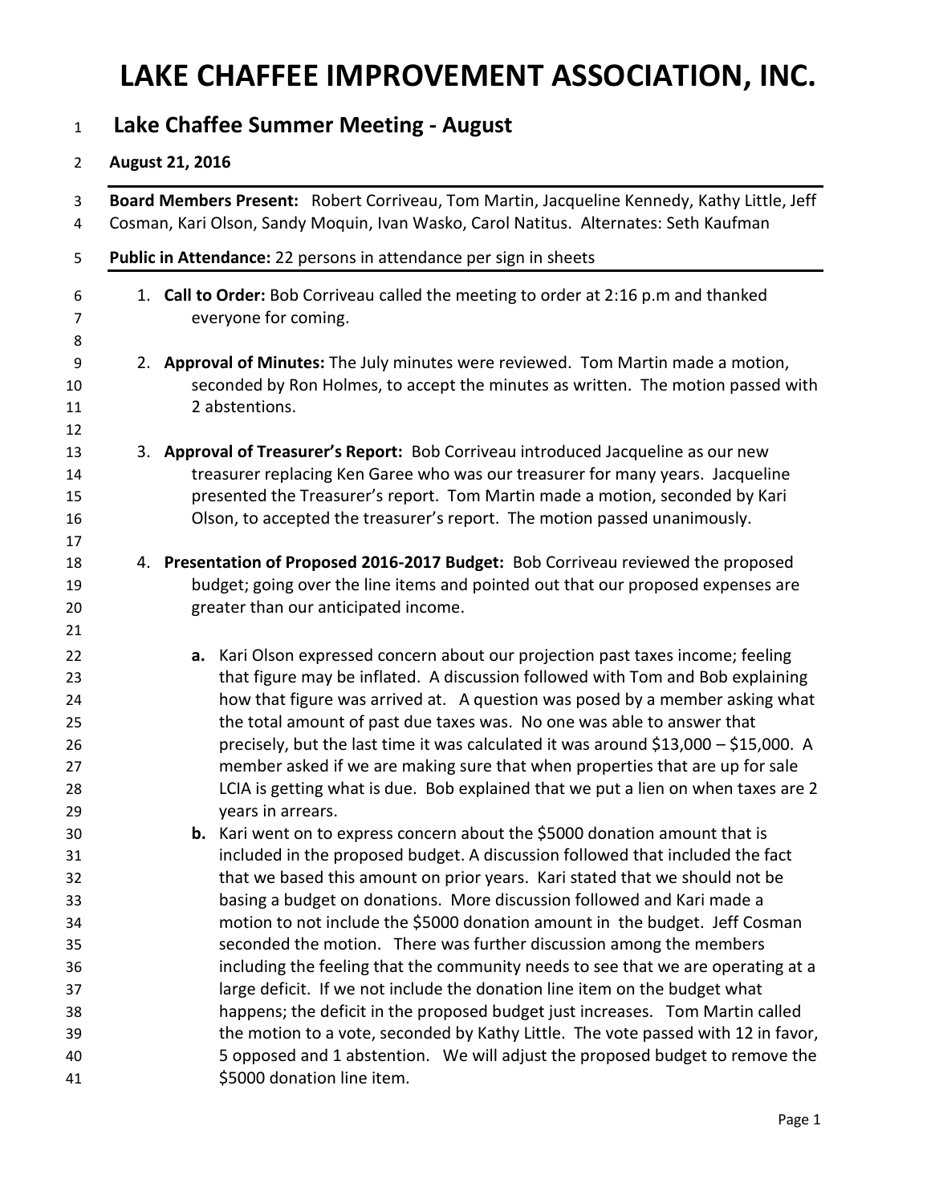# LAKE CHAFFEE IMPROVEMENT ASSOCIATION, INC.

## Lake Chaffee Summer Meeting - August

**August 21, 2016**

**Board Members Present:** Robert Corriveau, Tom Martin, Jacqueline Kennedy, Kathy Little, Jeff Cosman, Kari Olson, Sandy Moquin, Ivan Wasko, Carol Natitus. Alternates: Seth Kaufman

**Public in Attendance:** 22 persons in attendance per sign in sheets

1. **Call to Order:** Bob Corriveau called the meeting to order at 2:16 p.m and thanked everyone for coming.

2. **Approval of Minutes:** The July minutes were reviewed. Tom Martin made a motion, seconded by Ron Holmes, to accept the minutes as written. The motion passed with 2 abstentions.

3. **Approval of Treasurer's Report:** Bob Corriveau introduced Jacqueline as our new treasurer replacing Ken Garee who was our treasurer for many years. Jacqueline presented the Treasurer's report. Tom Martin made a motion, seconded by Kari Olson, to accepted the treasurer's report. The motion passed unanimously.

4. **Presentation of Proposed 2016-2017 Budget:** Bob Corriveau reviewed the proposed budget; going over the line items and pointed out that our proposed expenses are greater than our anticipated income.

   a. Kari Olson expressed concern about our projection past taxes income; feeling that figure may be inflated. A discussion followed with Tom and Bob explaining how that figure was arrived at. A question was posed by a member asking what the total amount of past due taxes was. No one was able to answer that precisely, but the last time it was calculated it was around $13,000 – $15,000. A member asked if we are making sure that when properties that are up for sale LCIA is getting what is due. Bob explained that we put a lien on when taxes are 2 years in arrears.

   b. Kari went on to express concern about the $5000 donation amount that is included in the proposed budget. A discussion followed that included the fact that we based this amount on prior years. Kari stated that we should not be basing a budget on donations. More discussion followed and Kari made a motion to not include the $5000 donation amount in the budget. Jeff Cosman seconded the motion. There was further discussion among the members including the feeling that the community needs to see that we are operating at a large deficit. If we not include the donation line item on the budget what happens; the deficit in the proposed budget just increases. Tom Martin called the motion to a vote, seconded by Kathy Little. The vote passed with 12 in favor, 5 opposed and 1 abstention. We will adjust the proposed budget to remove the $5000 donation line item.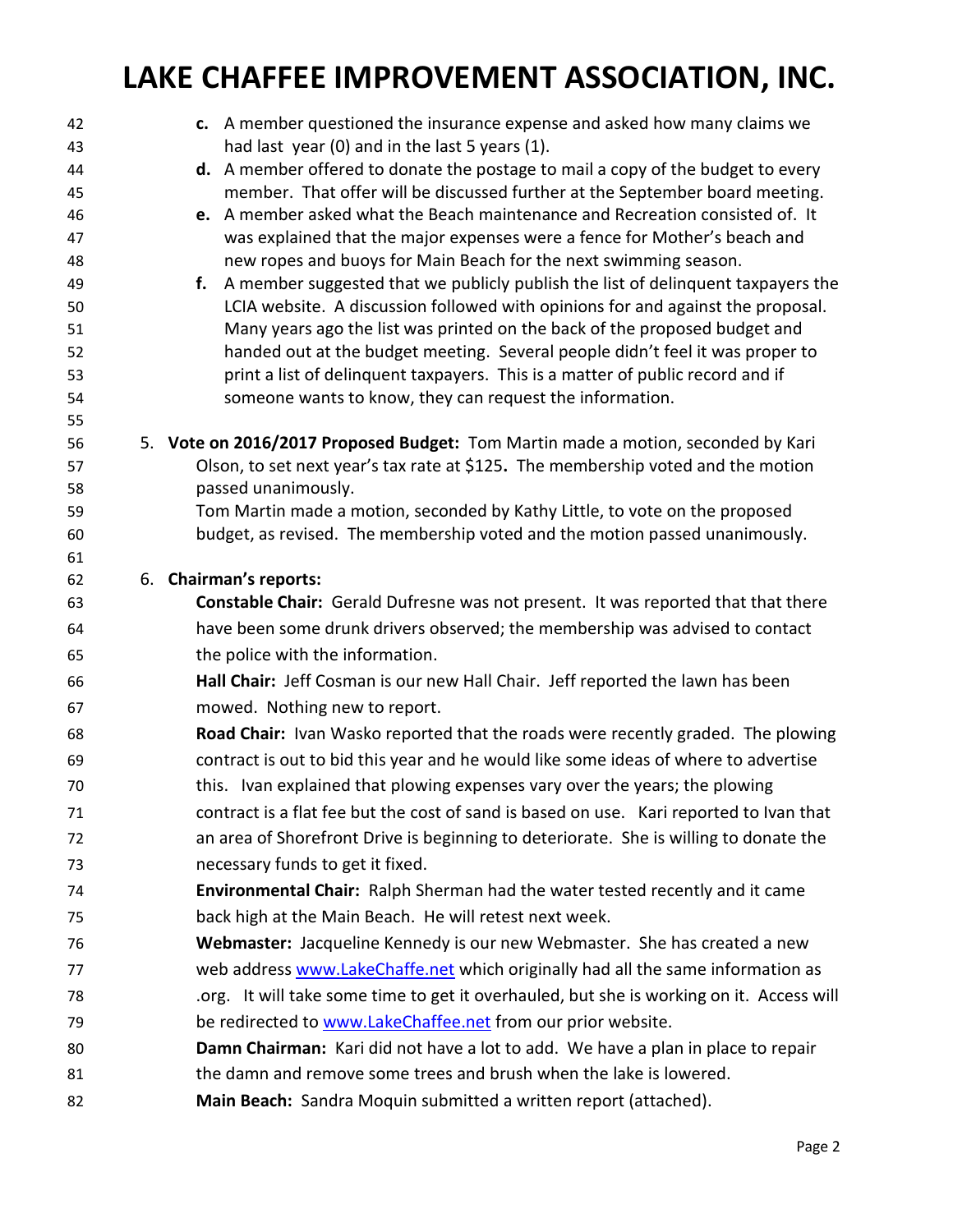c. A member questioned the insurance expense and asked how many claims we had last year (0) and in the last 5 years (1).

d. A member offered to donate the postage to mail a copy of the budget to every member. That offer will be discussed further at the September board meeting.

e. A member asked what the Beach maintenance and Recreation consisted of. It was explained that the major expenses were a fence for Mother's beach and new ropes and buoys for Main Beach for the next swimming season.

f. A member suggested that we publicly publish the list of delinquent taxpayers the LCIA website. A discussion followed with opinions for and against the proposal. Many years ago the list was printed on the back of the proposed budget and handed out at the budget meeting. Several people didn't feel it was proper to print a list of delinquent taxpayers. This is a matter of public record and if someone wants to know, they can request the information.

5. **Vote on 2016/2017 Proposed Budget:** Tom Martin made a motion, seconded by Kari Olson, to set next year's tax rate at $125**.** The membership voted and the motion passed unanimously.
   Tom Martin made a motion, seconded by Kathy Little, to vote on the proposed budget, as revised. The membership voted and the motion passed unanimously.

6. **Chairman's reports:**
   **Constable Chair:** Gerald Dufresne was not present. It was reported that that there have been some drunk drivers observed; the membership was advised to contact the police with the information.
   **Hall Chair:** Jeff Cosman is our new Hall Chair. Jeff reported the lawn has been mowed. Nothing new to report.
   **Road Chair:** Ivan Wasko reported that the roads were recently graded. The plowing contract is out to bid this year and he would like some ideas of where to advertise this. Ivan explained that plowing expenses vary over the years; the plowing contract is a flat fee but the cost of sand is based on use. Kari reported to Ivan that an area of Shorefront Drive is beginning to deteriorate. She is willing to donate the necessary funds to get it fixed.
   **Environmental Chair:** Ralph Sherman had the water tested recently and it came back high at the Main Beach. He will retest next week.
   **Webmaster:** Jacqueline Kennedy is our new Webmaster. She has created a new web address www.LakeChaffe.net which originally had all the same information as .org. It will take some time to get it overhauled, but she is working on it. Access will be redirected to www.LakeChaffee.net from our prior website.
   **Damn Chairman:** Kari did not have a lot to add. We have a plan in place to repair the damn and remove some trees and brush when the lake is lowered.
   **Main Beach:** Sandra Moquin submitted a written report (attached).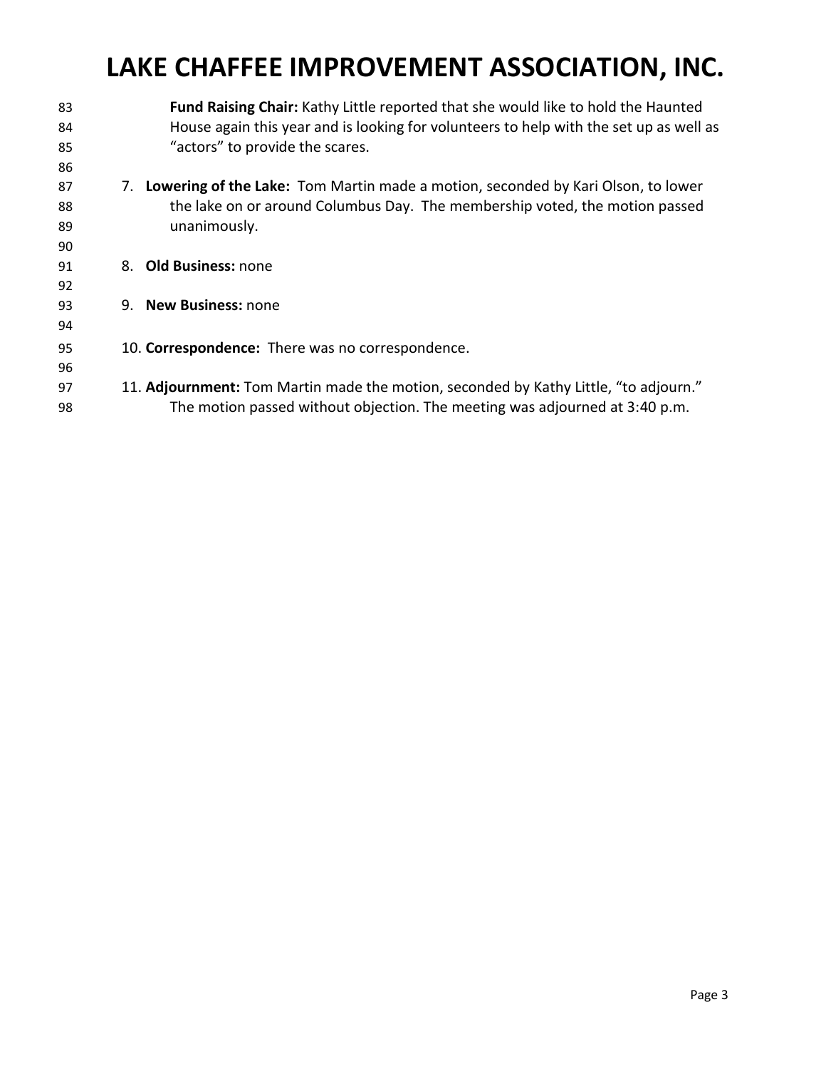**Fund Raising Chair:** Kathy Little reported that she would like to hold the Haunted House again this year and is looking for volunteers to help with the set up as well as "actors" to provide the scares.

7. **Lowering of the Lake:** Tom Martin made a motion, seconded by Kari Olson, to lower the lake on or around Columbus Day. The membership voted, the motion passed unanimously.

8. **Old Business:** none

9. **New Business:** none

10. **Correspondence:** There was no correspondence.

11. **Adjournment:** Tom Martin made the motion, seconded by Kathy Little, "to adjourn." The motion passed without objection. The meeting was adjourned at 3:40 p.m.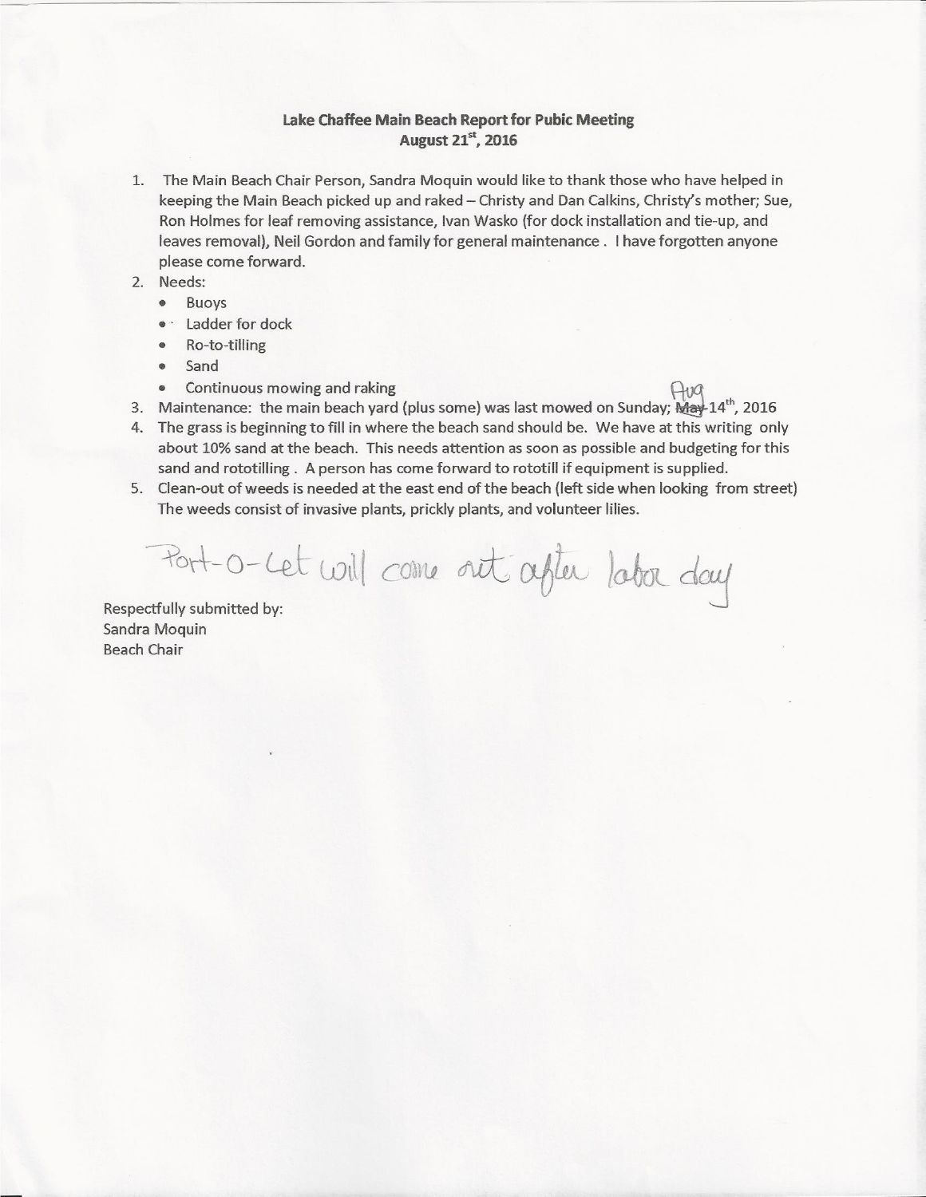**Lake Chaffee Main Beach Report for Pubic Meeting**
**August 21st, 2016**

1. The Main Beach Chair Person, Sandra Moquin would like to thank those who have helped in keeping the Main Beach picked up and raked – Christy and Dan Calkins, Christy's mother; Sue, Ron Holmes for leaf removing assistance, Ivan Wasko (for dock installation and tie-up, and leaves removal), Neil Gordon and family for general maintenance . I have forgotten anyone please come forward.
2. Needs:
   - Buoys
   - Ladder for dock
   - Ro-to-tilling
   - Sand
   - Continuous mowing and raking
3. Maintenance: the main beach yard (plus some) was last mowed on Sunday; ~~May~~ Aug 14th, 2016
4. The grass is beginning to fill in where the beach sand should be. We have at this writing only about 10% sand at the beach. This needs attention as soon as possible and budgeting for this sand and rototilling . A person has come forward to rototill if equipment is supplied.
5. Clean-out of weeds is needed at the east end of the beach (left side when looking from street) The weeds consist of invasive plants, prickly plants, and volunteer lilies.

Port-O-Let will come out after labor day

Respectfully submitted by:
Sandra Moquin
Beach Chair